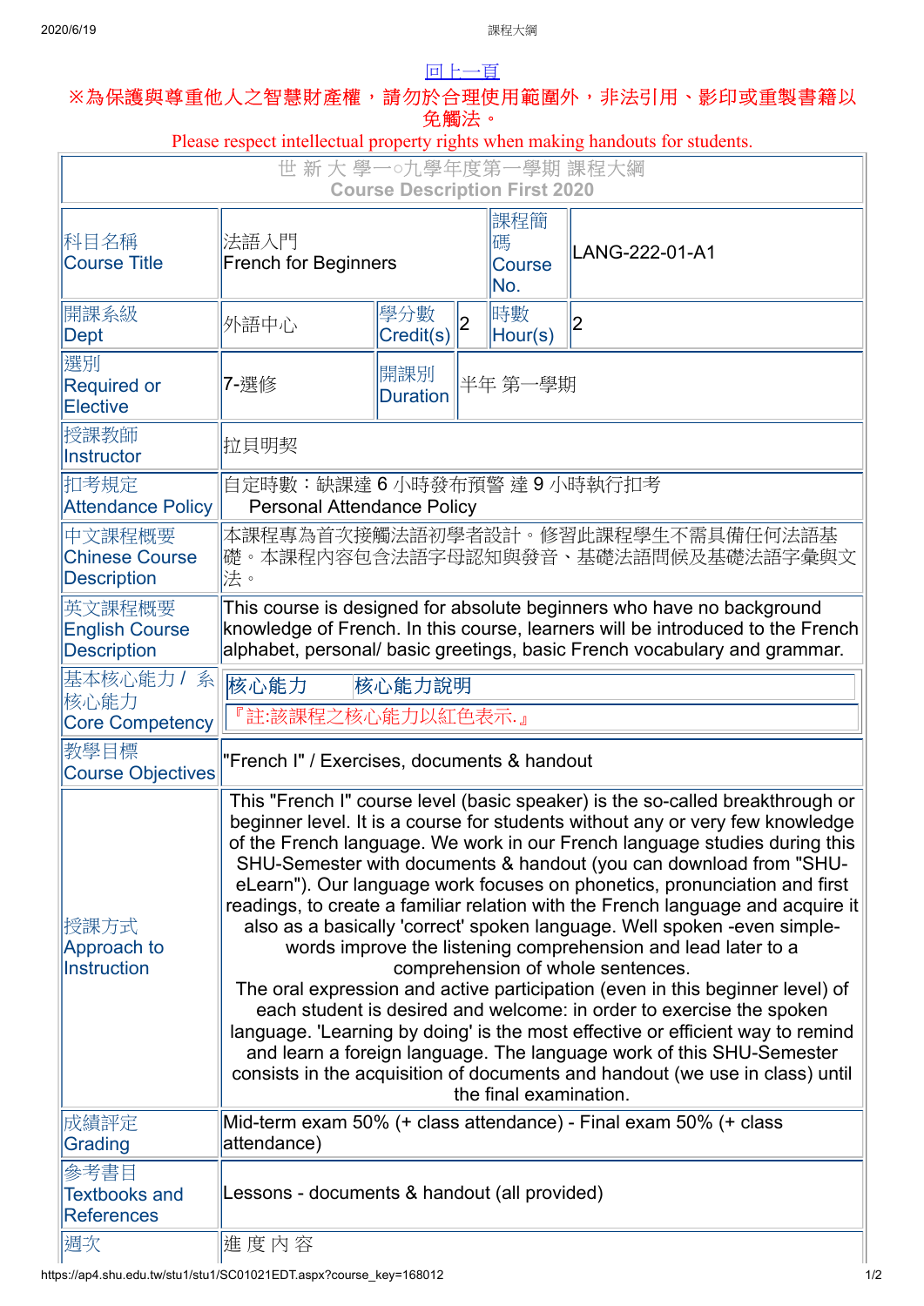回上一頁

※為保護與尊重他人之智慧財產權，請勿於合理使用範圍外，非法引用、影印或重製書籍以免觸法。

Please respect intellectual property rights when making handouts for students.

| 世 新 大 學一○九學年度第一學期 課程大綱 Course Description First 2020 | | | | | |
|---|---|---|---|---|---|
| 科目名稱 Course Title | 法語入門 French for Beginners | | | 課程簡碼 Course No. | LANG-222-01-A1 |
| 開課系級 Dept | 外語中心 | 學分數 Credit(s) | 2 | 時數 Hour(s) | 2 |
| 選別 Required or Elective | 7-選修 | 開課別 Duration | 半年 第一學期 | | |
| 授課教師 Instructor | 拉貝明契 | | | | |
| 扣考規定 Attendance Policy | 自定時數：缺課達 6 小時發布預警 達 9 小時執行扣考 Personal Attendance Policy | | | | |
| 中文課程概要 Chinese Course Description | 本課程專為首次接觸法語初學者設計。修習此課程學生不需具備任何法語基礎。本課程內容包含法語字母認知與發音、基礎法語問候及基礎法語字彙與文法。 | | | | |
| 英文課程概要 English Course Description | This course is designed for absolute beginners who have no background knowledge of French. In this course, learners will be introduced to the French alphabet, personal/ basic greetings, basic French vocabulary and grammar. | | | | |
| 基本核心能力 / 系核心能力 Core Competency | 核心能力 核心能力說明 『註:該課程之核心能力以紅色表示.』 | | | | |
| 教學目標 Course Objectives | "French I" / Exercises, documents & handout | | | | |
| 授課方式 Approach to Instruction | This "French I" course level (basic speaker) is the so-called breakthrough or beginner level. It is a course for students without any or very few knowledge of the French language. We work in our French language studies during this SHU-Semester with documents & handout (you can download from "SHU-eLearn"). Our language work focuses on phonetics, pronunciation and first readings, to create a familiar relation with the French language and acquire it also as a basically 'correct' spoken language. Well spoken -even simple- words improve the listening comprehension and lead later to a comprehension of whole sentences. The oral expression and active participation (even in this beginner level) of each student is desired and welcome: in order to exercise the spoken language. 'Learning by doing' is the most effective or efficient way to remind and learn a foreign language. The language work of this SHU-Semester consists in the acquisition of documents and handout (we use in class) until the final examination. | | | | |
| 成績評定 Grading | Mid-term exam 50% (+ class attendance) - Final exam 50% (+ class attendance) | | | | |
| 參考書目 Textbooks and References | Lessons - documents & handout (all provided) | | | | |
| 週次 | 進 度 內 容 | | | | |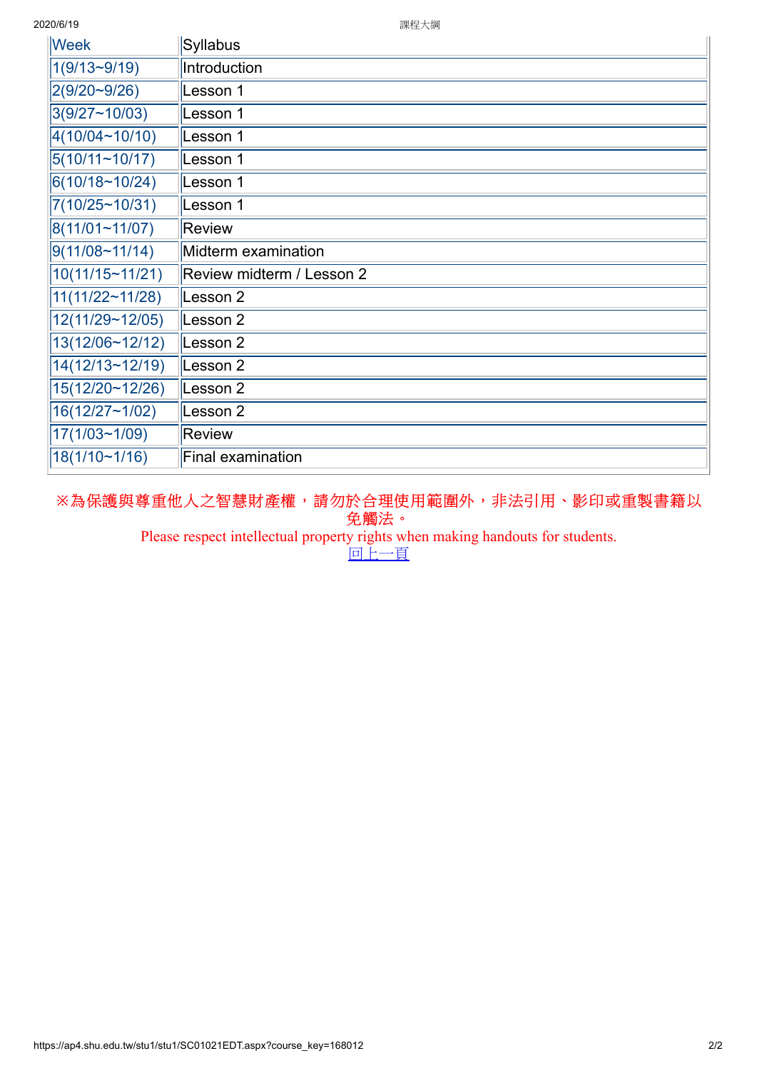| Week | Syllabus |
|---|---|
| 1(9/13~9/19) | Introduction |
| 2(9/20~9/26) | Lesson 1 |
| 3(9/27~10/03) | Lesson 1 |
| 4(10/04~10/10) | Lesson 1 |
| 5(10/11~10/17) | Lesson 1 |
| 6(10/18~10/24) | Lesson 1 |
| 7(10/25~10/31) | Lesson 1 |
| 8(11/01~11/07) | Review |
| 9(11/08~11/14) | Midterm examination |
| 10(11/15~11/21) | Review midterm / Lesson 2 |
| 11(11/22~11/28) | Lesson 2 |
| 12(11/29~12/05) | Lesson 2 |
| 13(12/06~12/12) | Lesson 2 |
| 14(12/13~12/19) | Lesson 2 |
| 15(12/20~12/26) | Lesson 2 |
| 16(12/27~1/02) | Lesson 2 |
| 17(1/03~1/09) | Review |
| 18(1/10~1/16) | Final examination |

※為保護與尊重他人之智慧財產權，請勿於合理使用範圍外，非法引用、影印或重製書籍以免觸法。

Please respect intellectual property rights when making handouts for students.

回上一頁